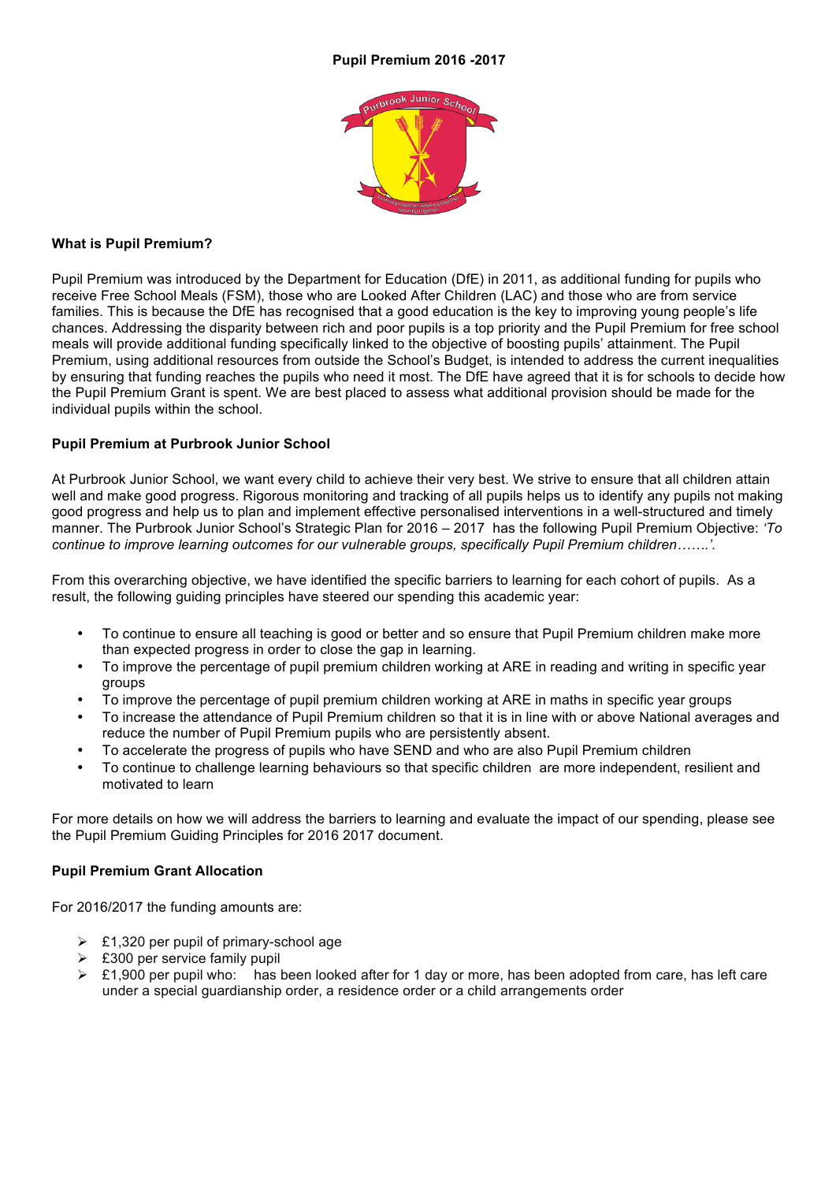# Pupil Premium 2016 -2017

## What is Pupil Premium?

Pupil Premium was introduced by the Department for Education (DfE) in 2011, as additional funding for pupils who receive Free School Meals (FSM), those who are Looked After Children (LAC) and those who are from service families. This is because the DfE has recognised that a good education is the key to improving young people's life chances. Addressing the disparity between rich and poor pupils is a top priority and the Pupil Premium for free school meals will provide additional funding specifically linked to the objective of boosting pupils' attainment. The Pupil Premium, using additional resources from outside the School's Budget, is intended to address the current inequalities by ensuring that funding reaches the pupils who need it most. The DfE have agreed that it is for schools to decide how the Pupil Premium Grant is spent. We are best placed to assess what additional provision should be made for the individual pupils within the school.

## Pupil Premium at Purbrook Junior School

At Purbrook Junior School, we want every child to achieve their very best. We strive to ensure that all children attain well and make good progress. Rigorous monitoring and tracking of all pupils helps us to identify any pupils not making good progress and help us to plan and implement effective personalised interventions in a well-structured and timely manner. The Purbrook Junior School's Strategic Plan for 2016 – 2017 has the following Pupil Premium Objective: *'To continue to improve learning outcomes for our vulnerable groups, specifically Pupil Premium children…….'.*

From this overarching objective, we have identified the specific barriers to learning for each cohort of pupils. As a result, the following guiding principles have steered our spending this academic year:

- To continue to ensure all teaching is good or better and so ensure that Pupil Premium children make more than expected progress in order to close the gap in learning.
- To improve the percentage of pupil premium children working at ARE in reading and writing in specific year groups
- To improve the percentage of pupil premium children working at ARE in maths in specific year groups
- To increase the attendance of Pupil Premium children so that it is in line with or above National averages and reduce the number of Pupil Premium pupils who are persistently absent.
- To accelerate the progress of pupils who have SEND and who are also Pupil Premium children
- To continue to challenge learning behaviours so that specific children are more independent, resilient and motivated to learn

For more details on how we will address the barriers to learning and evaluate the impact of our spending, please see the Pupil Premium Guiding Principles for 2016 2017 document.

## Pupil Premium Grant Allocation

For 2016/2017 the funding amounts are:

- £1,320 per pupil of primary-school age
- £300 per service family pupil
- £1,900 per pupil who: has been looked after for 1 day or more, has been adopted from care, has left care under a special guardianship order, a residence order or a child arrangements order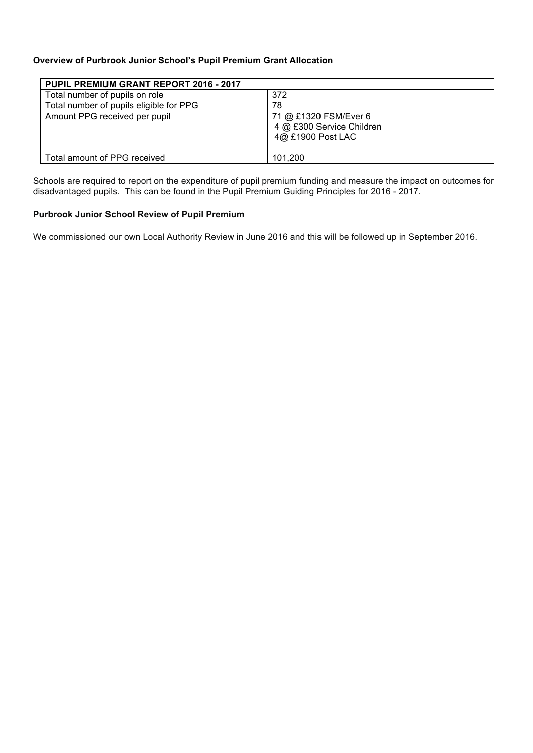**Overview of Purbrook Junior School's Pupil Premium Grant Allocation**

| **PUPIL PREMIUM GRANT REPORT 2016 - 2017** | |
|---|---|
| Total number of pupils on role | 372 |
| Total number of pupils eligible for PPG | 78 |
| Amount PPG received per pupil | 71 @ £1320 FSM/Ever 6<br>4 @ £300 Service Children<br>4@ £1900 Post LAC |
| Total amount of PPG received | 101,200 |

Schools are required to report on the expenditure of pupil premium funding and measure the impact on outcomes for disadvantaged pupils. This can be found in the Pupil Premium Guiding Principles for 2016 - 2017.

**Purbrook Junior School Review of Pupil Premium**

We commissioned our own Local Authority Review in June 2016 and this will be followed up in September 2016.